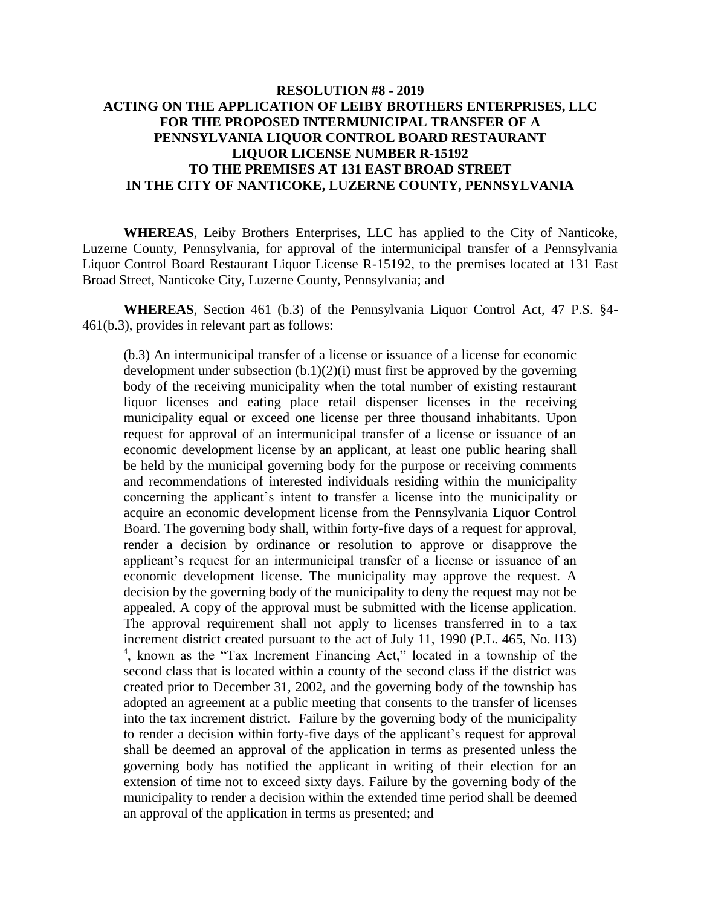# RESOLUTION #8 - 2019
# ACTING ON THE APPLICATION OF LEIBY BROTHERS ENTERPRISES, LLC FOR THE PROPOSED INTERMUNICIPAL TRANSFER OF A PENNSYLVANIA LIQUOR CONTROL BOARD RESTAURANT LIQUOR LICENSE NUMBER R-15192 TO THE PREMISES AT 131 EAST BROAD STREET IN THE CITY OF NANTICOKE, LUZERNE COUNTY, PENNSYLVANIA

**WHEREAS**, Leiby Brothers Enterprises, LLC has applied to the City of Nanticoke, Luzerne County, Pennsylvania, for approval of the intermunicipal transfer of a Pennsylvania Liquor Control Board Restaurant Liquor License R-15192, to the premises located at 131 East Broad Street, Nanticoke City, Luzerne County, Pennsylvania; and

**WHEREAS**, Section 461 (b.3) of the Pennsylvania Liquor Control Act, 47 P.S. §4-461(b.3), provides in relevant part as follows:

> (b.3) An intermunicipal transfer of a license or issuance of a license for economic development under subsection (b.1)(2)(i) must first be approved by the governing body of the receiving municipality when the total number of existing restaurant liquor licenses and eating place retail dispenser licenses in the receiving municipality equal or exceed one license per three thousand inhabitants. Upon request for approval of an intermunicipal transfer of a license or issuance of an economic development license by an applicant, at least one public hearing shall be held by the municipal governing body for the purpose or receiving comments and recommendations of interested individuals residing within the municipality concerning the applicant's intent to transfer a license into the municipality or acquire an economic development license from the Pennsylvania Liquor Control Board. The governing body shall, within forty-five days of a request for approval, render a decision by ordinance or resolution to approve or disapprove the applicant's request for an intermunicipal transfer of a license or issuance of an economic development license. The municipality may approve the request. A decision by the governing body of the municipality to deny the request may not be appealed. A copy of the approval must be submitted with the license application. The approval requirement shall not apply to licenses transferred in to a tax increment district created pursuant to the act of July 11, 1990 (P.L. 465, No. l13) [4], known as the "Tax Increment Financing Act," located in a township of the second class that is located within a county of the second class if the district was created prior to December 31, 2002, and the governing body of the township has adopted an agreement at a public meeting that consents to the transfer of licenses into the tax increment district. Failure by the governing body of the municipality to render a decision within forty-five days of the applicant's request for approval shall be deemed an approval of the application in terms as presented unless the governing body has notified the applicant in writing of their election for an extension of time not to exceed sixty days. Failure by the governing body of the municipality to render a decision within the extended time period shall be deemed an approval of the application in terms as presented; and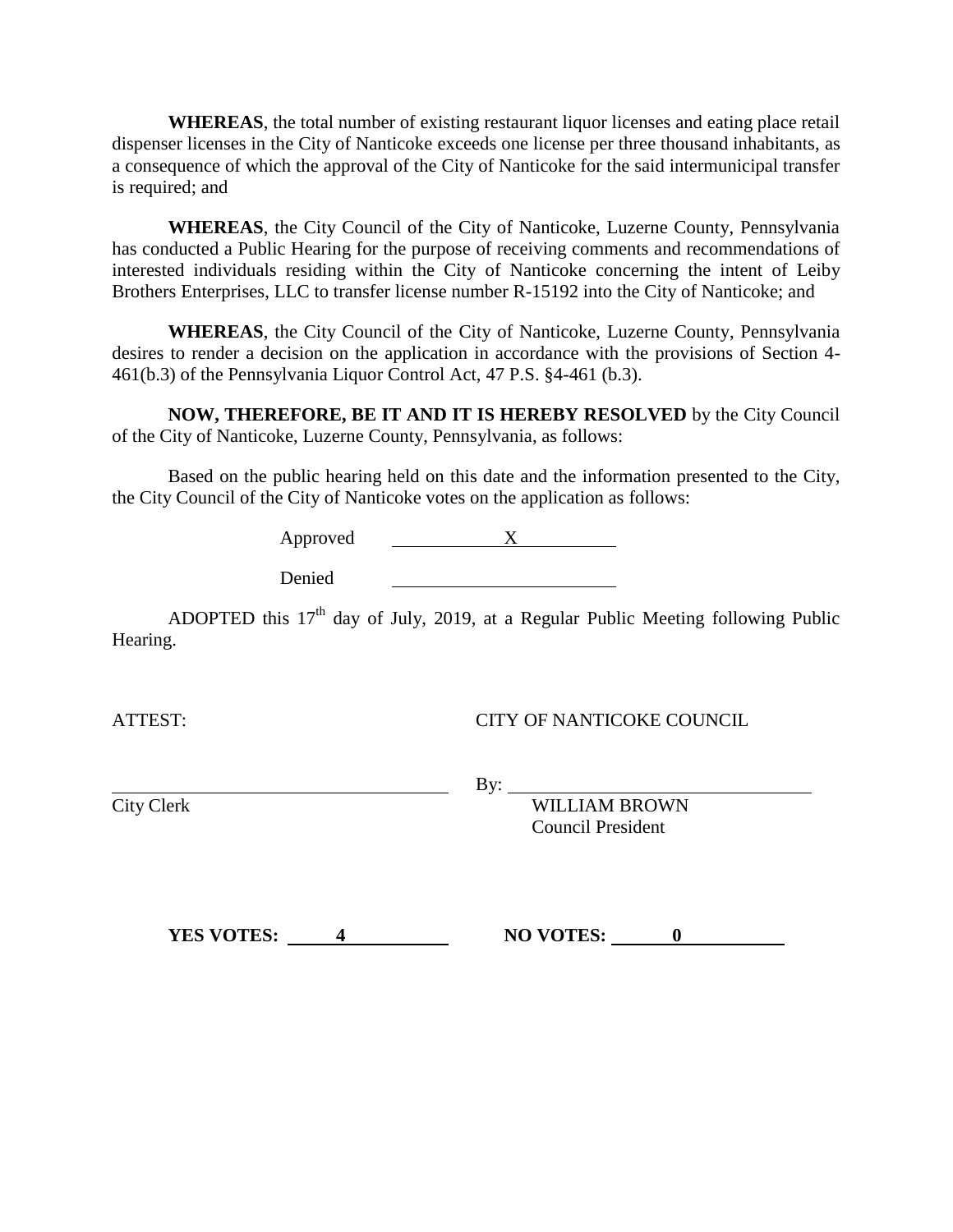**WHEREAS**, the total number of existing restaurant liquor licenses and eating place retail dispenser licenses in the City of Nanticoke exceeds one license per three thousand inhabitants, as a consequence of which the approval of the City of Nanticoke for the said intermunicipal transfer is required; and

**WHEREAS**, the City Council of the City of Nanticoke, Luzerne County, Pennsylvania has conducted a Public Hearing for the purpose of receiving comments and recommendations of interested individuals residing within the City of Nanticoke concerning the intent of Leiby Brothers Enterprises, LLC to transfer license number R-15192 into the City of Nanticoke; and

**WHEREAS**, the City Council of the City of Nanticoke, Luzerne County, Pennsylvania desires to render a decision on the application in accordance with the provisions of Section 4-461(b.3) of the Pennsylvania Liquor Control Act, 47 P.S. §4-461 (b.3).

**NOW, THEREFORE, BE IT AND IT IS HEREBY RESOLVED** by the City Council of the City of Nanticoke, Luzerne County, Pennsylvania, as follows:

Based on the public hearing held on this date and the information presented to the City, the City Council of the City of Nanticoke votes on the application as follows:

Approved ____X____

Denied ________

ADOPTED this 17th day of July, 2019, at a Regular Public Meeting following Public Hearing.

ATTEST:

________________________
City Clerk

CITY OF NANTICOKE COUNCIL

By: ________________________
WILLIAM BROWN
Council President

**YES VOTES: 4** **NO VOTES: 0**